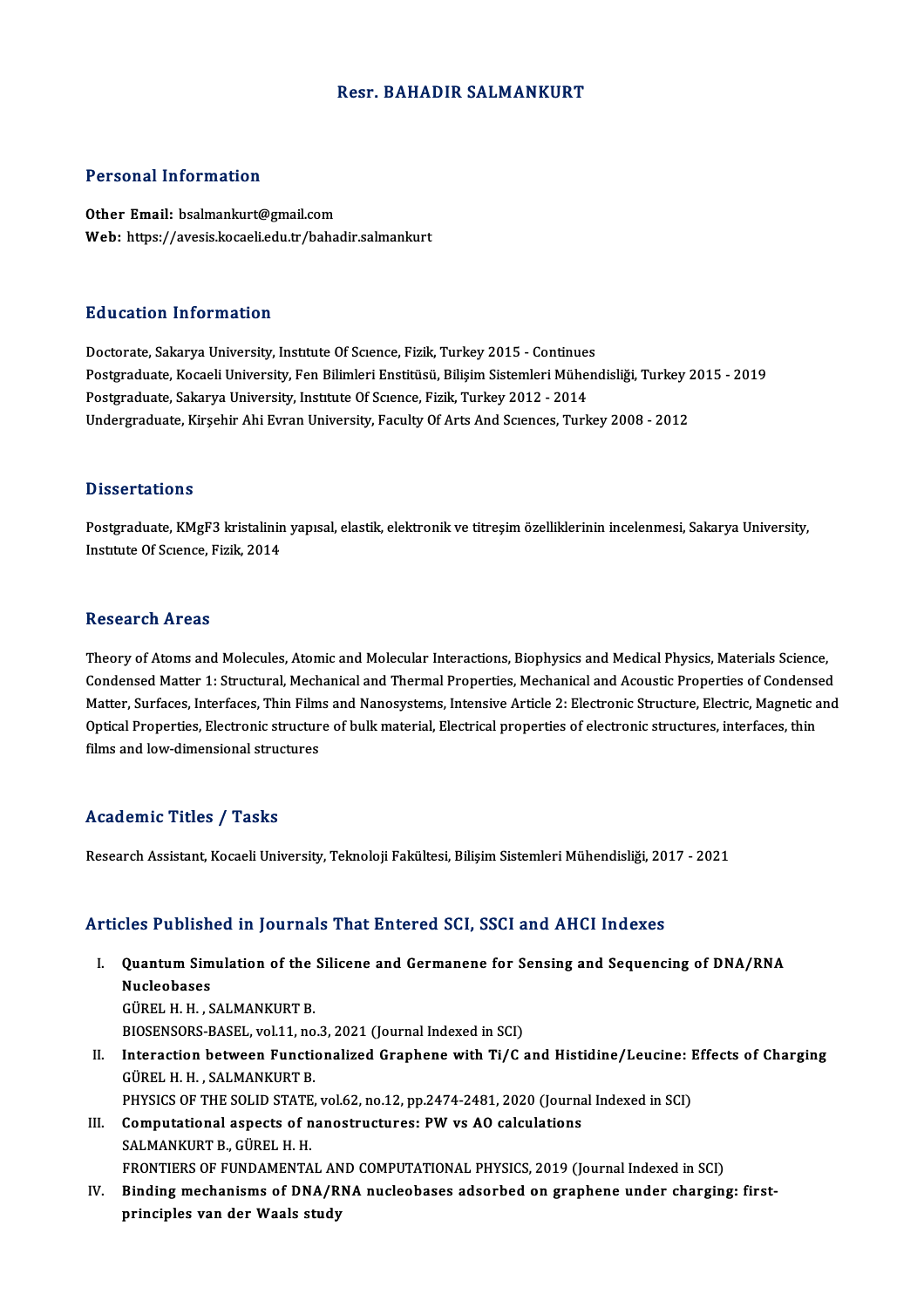# Resr. BAHADIR SALMANKURT

## Personal Information

**Other Email:** bsalmankurt@gmail.com
**Web:** https://avesis.kocaeli.edu.tr/bahadir.salmankurt

## Education Information

Doctorate, Sakarya University, Institute Of Science, Fizik, Turkey 2015 - Continues
Postgraduate, Kocaeli University, Fen Bilimleri Enstitüsü, Bilişim Sistemleri Mühendisliği, Turkey 2015 - 2019
Postgraduate, Sakarya University, Institute Of Science, Fizik, Turkey 2012 - 2014
Undergraduate, Kirşehir Ahi Evran University, Faculty Of Arts And Sciences, Turkey 2008 - 2012

## Dissertations

Postgraduate, KMgF3 kristalinin yapısal, elastik, elektronik ve titreşim özelliklerinin incelenmesi, Sakarya University, Institute Of Science, Fizik, 2014

## Research Areas

Theory of Atoms and Molecules, Atomic and Molecular Interactions, Biophysics and Medical Physics, Materials Science, Condensed Matter 1: Structural, Mechanical and Thermal Properties, Mechanical and Acoustic Properties of Condensed Matter, Surfaces, Interfaces, Thin Films and Nanosystems, Intensive Article 2: Electronic Structure, Electric, Magnetic and Optical Properties, Electronic structure of bulk material, Electrical properties of electronic structures, interfaces, thin films and low-dimensional structures

## Academic Titles / Tasks

Research Assistant, Kocaeli University, Teknoloji Fakültesi, Bilişim Sistemleri Mühendisliği, 2017 - 2021

## Articles Published in Journals That Entered SCI, SSCI and AHCI Indexes

I. **Quantum Simulation of the Silicene and Germanene for Sensing and Sequencing of DNA/RNA Nucleobases**
GÜREL H. H. , SALMANKURT B.
BIOSENSORS-BASEL, vol.11, no.3, 2021 (Journal Indexed in SCI)

II. **Interaction between Functionalized Graphene with Ti/C and Histidine/Leucine: Effects of Charging**
GÜREL H. H. , SALMANKURT B.
PHYSICS OF THE SOLID STATE, vol.62, no.12, pp.2474-2481, 2020 (Journal Indexed in SCI)

III. **Computational aspects of nanostructures: PW vs AO calculations**
SALMANKURT B., GÜREL H. H.
FRONTIERS OF FUNDAMENTAL AND COMPUTATIONAL PHYSICS, 2019 (Journal Indexed in SCI)

IV. **Binding mechanisms of DNA/RNA nucleobases adsorbed on graphene under charging: first-principles van der Waals study**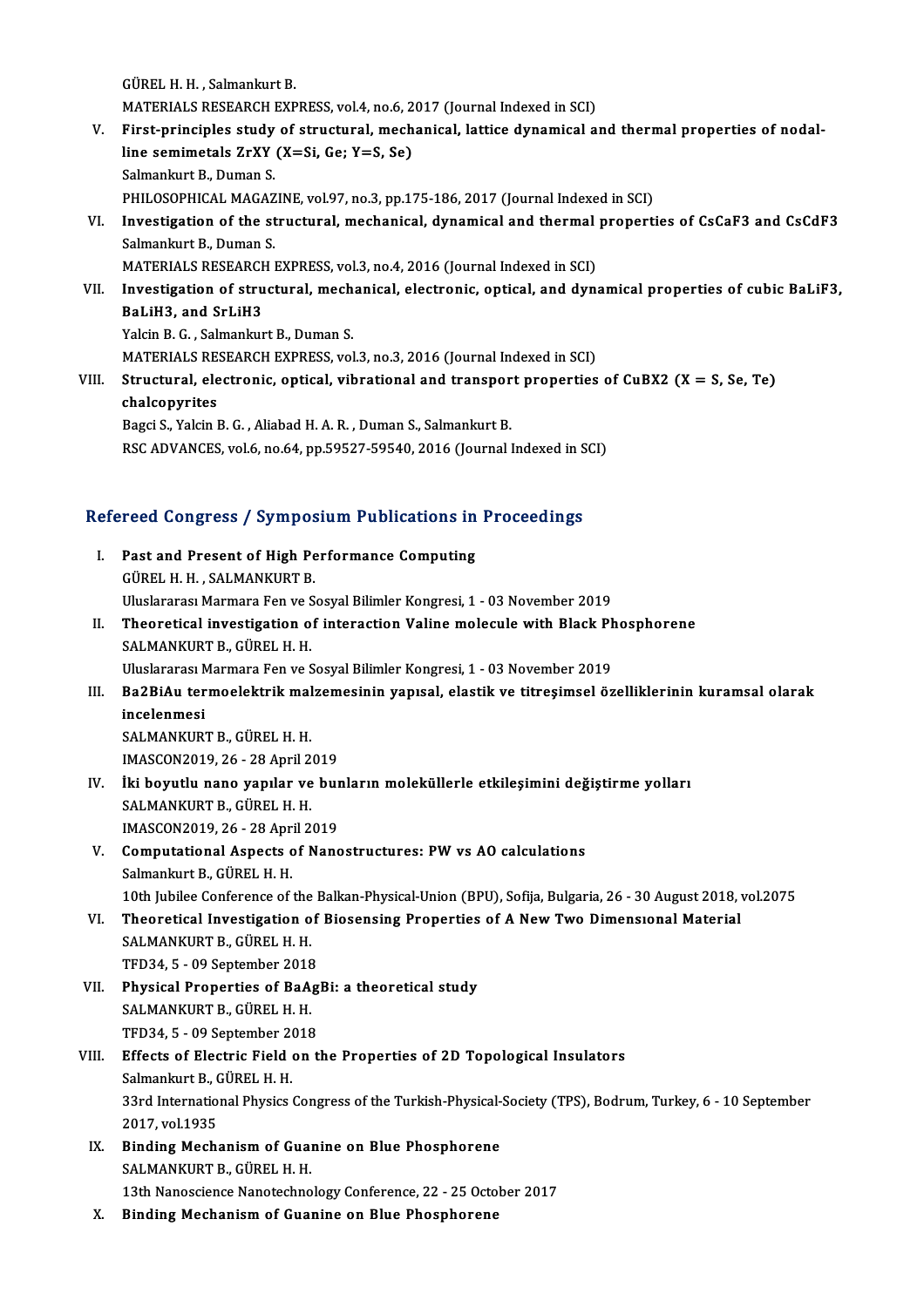GÜREL H. H. , Salmankurt B.
MATERIALS RESEARCH EXPRESS, vol.4, no.6, 2017 (Journal Indexed in SCI)

V. **First-principles study of structural, mechanical, lattice dynamical and thermal properties of nodal-line semimetals ZrXY (X=Si, Ge; Y=S, Se)**
Salmankurt B., Duman S.
PHILOSOPHICAL MAGAZINE, vol.97, no.3, pp.175-186, 2017 (Journal Indexed in SCI)

VI. **Investigation of the structural, mechanical, dynamical and thermal properties of $CsCaF_3$ and $CsCdF_3$**
Salmankurt B., Duman S.
MATERIALS RESEARCH EXPRESS, vol.3, no.4, 2016 (Journal Indexed in SCI)

VII. **Investigation of structural, mechanical, electronic, optical, and dynamical properties of cubic $BaLiF_3$, $BaLiH_3$, and $SrLiH_3$**
Yalcin B. G. , Salmankurt B., Duman S.
MATERIALS RESEARCH EXPRESS, vol.3, no.3, 2016 (Journal Indexed in SCI)

VIII. **Structural, electronic, optical, vibrational and transport properties of $CuBX_2$ (X = S, Se, Te) chalcopyrites**
Bagci S., Yalcin B. G. , Aliabad H. A. R. , Duman S., Salmankurt B.
RSC ADVANCES, vol.6, no.64, pp.59527-59540, 2016 (Journal Indexed in SCI)

## Refereed Congress / Symposium Publications in Proceedings

I. **Past and Present of High Performance Computing**
GÜREL H. H. , SALMANKURT B.
Uluslararası Marmara Fen ve Sosyal Bilimler Kongresi, 1 - 03 November 2019

II. **Theoretical investigation of interaction Valine molecule with Black Phosphorene**
SALMANKURT B., GÜREL H. H.
Uluslararası Marmara Fen ve Sosyal Bilimler Kongresi, 1 - 03 November 2019

III. **$Ba_2BiAu$ termoelektrik malzemesinin yapısal, elastik ve titreşimsel özelliklerinin kuramsal olarak incelenmesi**
SALMANKURT B., GÜREL H. H.
IMASCON2019, 26 - 28 April 2019

IV. **İki boyutlu nano yapılar ve bunların moleküllerle etkileşimini değiştirme yolları**
SALMANKURT B., GÜREL H. H.
IMASCON2019, 26 - 28 April 2019

V. **Computational Aspects of Nanostructures: PW vs AO calculations**
Salmankurt B., GÜREL H. H.
10th Jubilee Conference of the Balkan-Physical-Union (BPU), Sofija, Bulgaria, 26 - 30 August 2018, vol.2075

VI. **Theoretical Investigation of Biosensing Properties of A New Two Dimensıonal Material**
SALMANKURT B., GÜREL H. H.
TFD34, 5 - 09 September 2018

VII. **Physical Properties of BaAgBi: a theoretical study**
SALMANKURT B., GÜREL H. H.
TFD34, 5 - 09 September 2018

VIII. **Effects of Electric Field on the Properties of 2D Topological Insulators**
Salmankurt B., GÜREL H. H.
33rd International Physics Congress of the Turkish-Physical-Society (TPS), Bodrum, Turkey, 6 - 10 September 2017, vol.1935

IX. **Binding Mechanism of Guanine on Blue Phosphorene**
SALMANKURT B., GÜREL H. H.
13th Nanoscience Nanotechnology Conference, 22 - 25 October 2017

X. **Binding Mechanism of Guanine on Blue Phosphorene**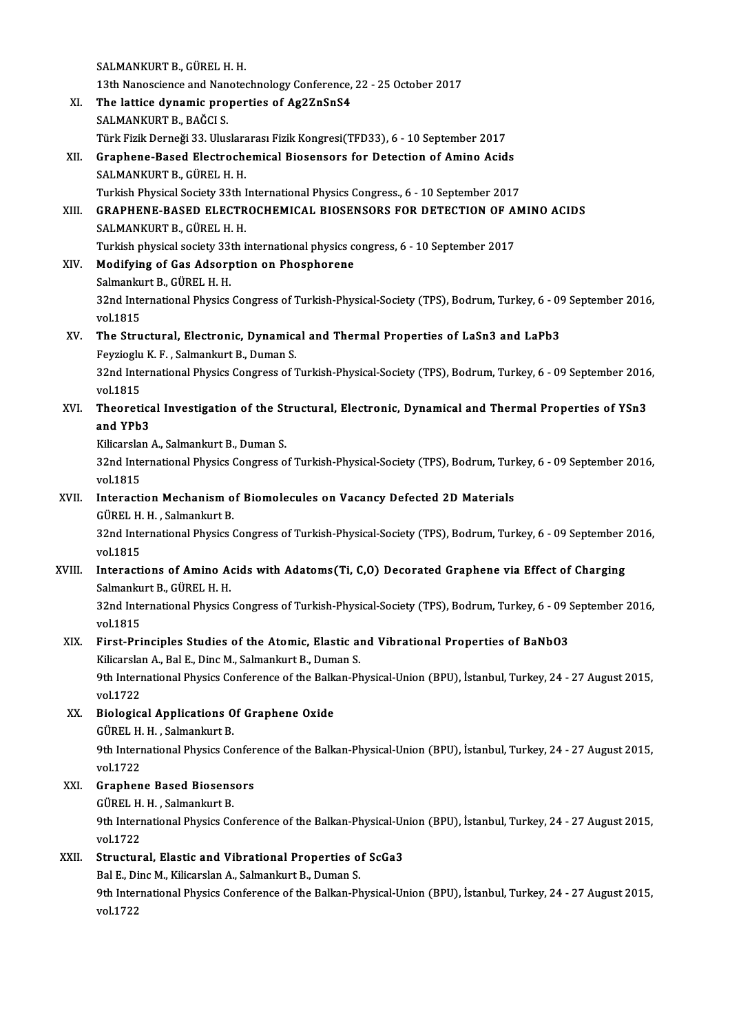SALMANKURT B., GÜREL H. H.
13th Nanoscience and Nanotechnology Conference, 22 - 25 October 2017

XI. **The lattice dynamic properties of $Ag_2ZnSnS_4$**
SALMANKURT B., BAĞCI S.
Türk Fizik Derneği 33. Uluslararası Fizik Kongresi(TFD33), 6 - 10 September 2017

XII. **Graphene-Based Electrochemical Biosensors for Detection of Amino Acids**
SALMANKURT B., GÜREL H. H.
Turkish Physical Society 33th International Physics Congress., 6 - 10 September 2017

XIII. **GRAPHENE-BASED ELECTROCHEMICAL BIOSENSORS FOR DETECTION OF AMINO ACIDS**
SALMANKURT B., GÜREL H. H.
Turkish physical society 33th international physics congress, 6 - 10 September 2017

XIV. **Modifying of Gas Adsorption on Phosphorene**
Salmankurt B., GÜREL H. H.
32nd International Physics Congress of Turkish-Physical-Society (TPS), Bodrum, Turkey, 6 - 09 September 2016, vol.1815

XV. **The Structural, Electronic, Dynamical and Thermal Properties of $LaSn_3$ and $LaPb_3$**
Feyzioglu K. F. , Salmankurt B., Duman S.
32nd International Physics Congress of Turkish-Physical-Society (TPS), Bodrum, Turkey, 6 - 09 September 2016, vol.1815

XVI. **Theoretical Investigation of the Structural, Electronic, Dynamical and Thermal Properties of $YSn_3$ and $YPb_3$**
Kilicarslan A., Salmankurt B., Duman S.
32nd International Physics Congress of Turkish-Physical-Society (TPS), Bodrum, Turkey, 6 - 09 September 2016, vol.1815

XVII. **Interaction Mechanism of Biomolecules on Vacancy Defected 2D Materials**
GÜREL H. H. , Salmankurt B.
32nd International Physics Congress of Turkish-Physical-Society (TPS), Bodrum, Turkey, 6 - 09 September 2016, vol.1815

XVIII. **Interactions of Amino Acids with Adatoms(Ti, C,O) Decorated Graphene via Effect of Charging**
Salmankurt B., GÜREL H. H.
32nd International Physics Congress of Turkish-Physical-Society (TPS), Bodrum, Turkey, 6 - 09 September 2016, vol.1815

XIX. **First-Principles Studies of the Atomic, Elastic and Vibrational Properties of $BaNbO_3$**
Kilicarslan A., Bal E., Dinc M., Salmankurt B., Duman S.
9th International Physics Conference of the Balkan-Physical-Union (BPU), İstanbul, Turkey, 24 - 27 August 2015, vol.1722

XX. **Biological Applications Of Graphene Oxide**
GÜREL H. H. , Salmankurt B.
9th International Physics Conference of the Balkan-Physical-Union (BPU), İstanbul, Turkey, 24 - 27 August 2015, vol.1722

XXI. **Graphene Based Biosensors**
GÜREL H. H. , Salmankurt B.
9th International Physics Conference of the Balkan-Physical-Union (BPU), İstanbul, Turkey, 24 - 27 August 2015, vol.1722

XXII. **Structural, Elastic and Vibrational Properties of $ScGa_3$**
Bal E., Dinc M., Kilicarslan A., Salmankurt B., Duman S.
9th International Physics Conference of the Balkan-Physical-Union (BPU), İstanbul, Turkey, 24 - 27 August 2015, vol.1722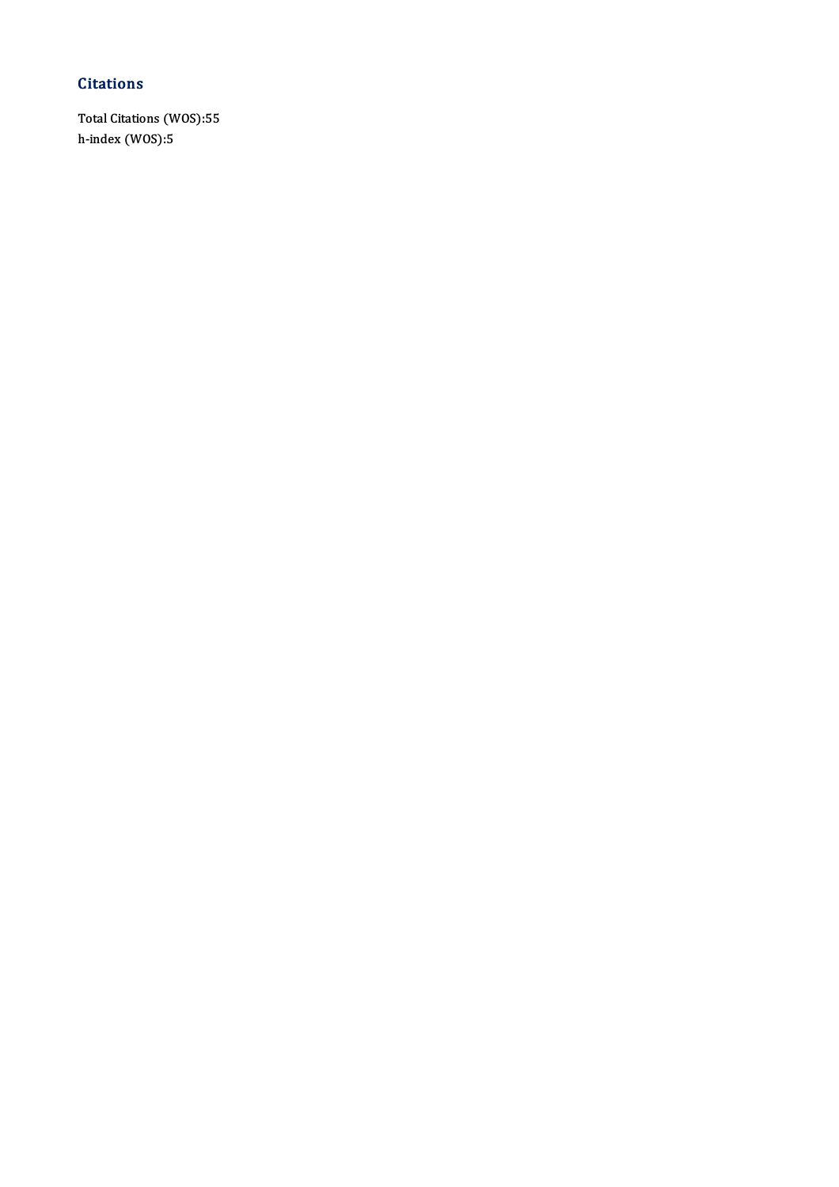## Citations

Total Citations (WOS):55
h-index (WOS):5